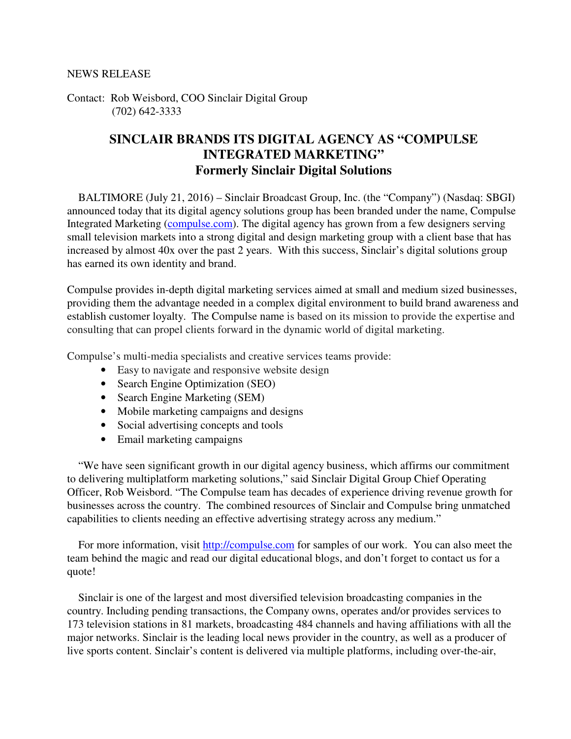NEWS RELEASE

Contact: Rob Weisbord, COO Sinclair Digital Group
(702) 642-3333

# SINCLAIR BRANDS ITS DIGITAL AGENCY AS "COMPULSE INTEGRATED MARKETING"

## Formerly Sinclair Digital Solutions

BALTIMORE (July 21, 2016) – Sinclair Broadcast Group, Inc. (the "Company") (Nasdaq: SBGI) announced today that its digital agency solutions group has been branded under the name, Compulse Integrated Marketing ([compulse.com](compulse.com)). The digital agency has grown from a few designers serving small television markets into a strong digital and design marketing group with a client base that has increased by almost 40x over the past 2 years. With this success, Sinclair's digital solutions group has earned its own identity and brand.

Compulse provides in-depth digital marketing services aimed at small and medium sized businesses, providing them the advantage needed in a complex digital environment to build brand awareness and establish customer loyalty. The Compulse name is based on its mission to provide the expertise and consulting that can propel clients forward in the dynamic world of digital marketing.

Compulse's multi-media specialists and creative services teams provide:

- Easy to navigate and responsive website design
- Search Engine Optimization (SEO)
- Search Engine Marketing (SEM)
- Mobile marketing campaigns and designs
- Social advertising concepts and tools
- Email marketing campaigns

"We have seen significant growth in our digital agency business, which affirms our commitment to delivering multiplatform marketing solutions," said Sinclair Digital Group Chief Operating Officer, Rob Weisbord. "The Compulse team has decades of experience driving revenue growth for businesses across the country. The combined resources of Sinclair and Compulse bring unmatched capabilities to clients needing an effective advertising strategy across any medium."

For more information, visit [http://compulse.com](http://compulse.com) for samples of our work. You can also meet the team behind the magic and read our digital educational blogs, and don't forget to contact us for a quote!

Sinclair is one of the largest and most diversified television broadcasting companies in the country. Including pending transactions, the Company owns, operates and/or provides services to 173 television stations in 81 markets, broadcasting 484 channels and having affiliations with all the major networks. Sinclair is the leading local news provider in the country, as well as a producer of live sports content. Sinclair's content is delivered via multiple platforms, including over-the-air,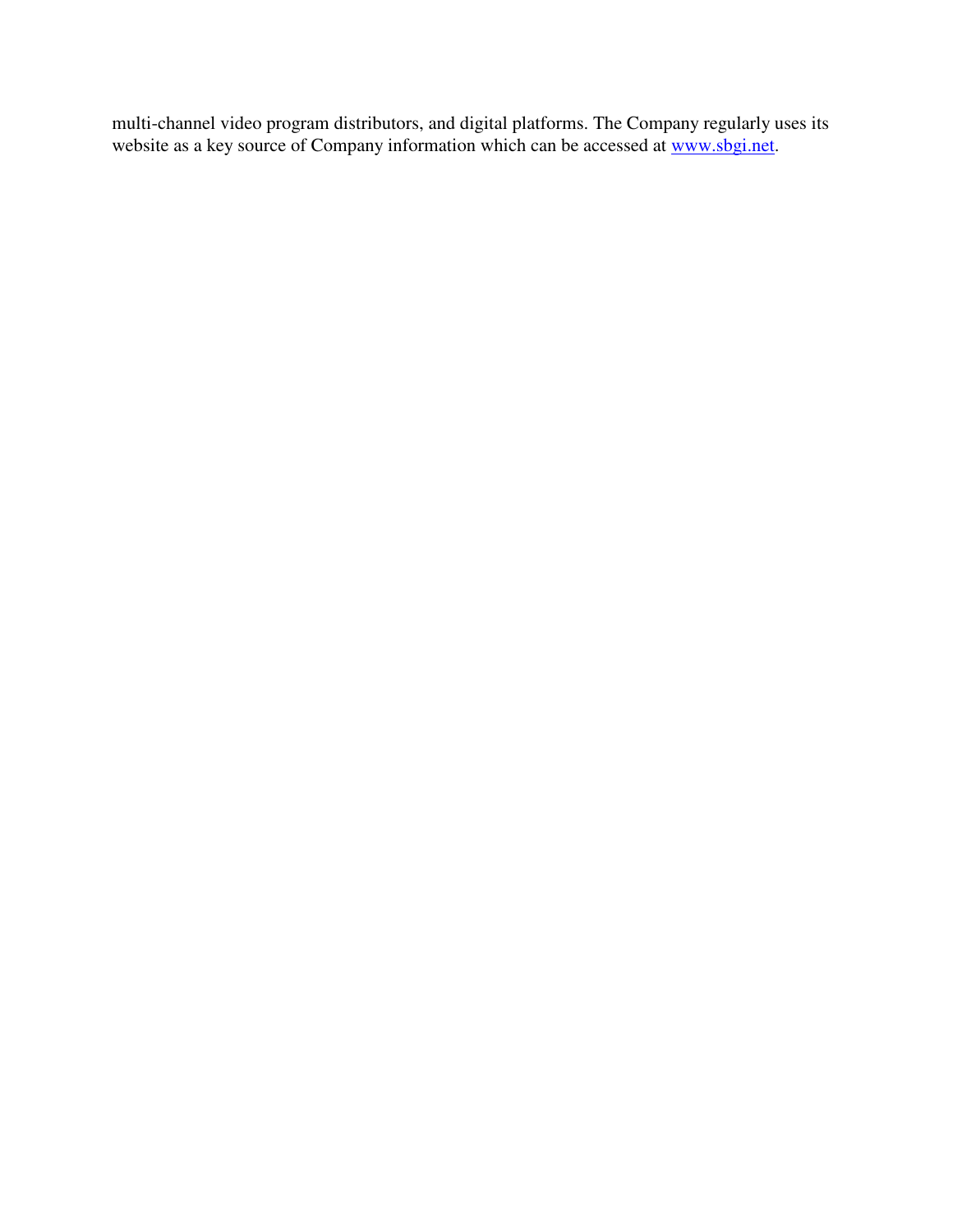multi-channel video program distributors, and digital platforms. The Company regularly uses its website as a key source of Company information which can be accessed at [www.sbgi.net](http://www.sbgi.net).